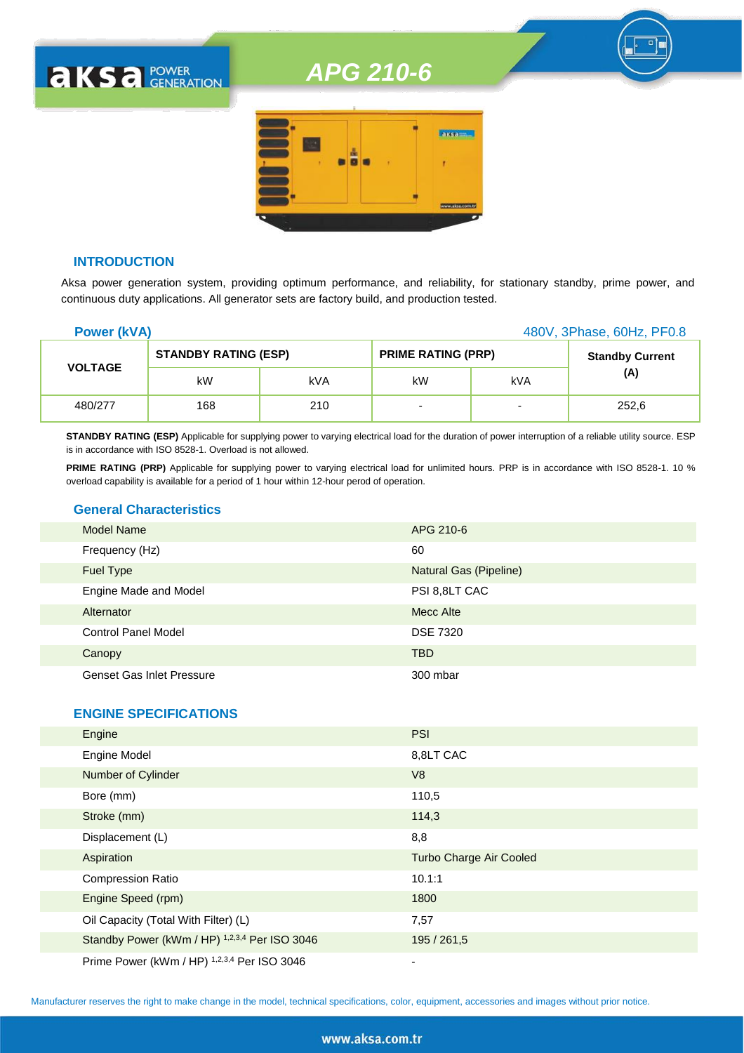# APG 210-6

## INTRODUCTION

Aksa power generation system, providing optimum performance, and reliability, for stationary standby, prime power, and continuous duty applications. All generator sets are factory build, and production tested.

**Power (kVA)** 480V, 3Phase, 60Hz, PF0.8

| VOLTAGE | STANDBY RATING (ESP) | | PRIME RATING (PRP) | | Standby Current (A) |
|---|---|---|---|---|---|
| | kW | kVA | kW | kVA | |
| 480/277 | 168 | 210 | - | - | 252,6 |

**STANDBY RATING (ESP)** Applicable for supplying power to varying electrical load for the duration of power interruption of a reliable utility source. ESP is in accordance with ISO 8528-1. Overload is not allowed.

**PRIME RATING (PRP)** Applicable for supplying power to varying electrical load for unlimited hours. PRP is in accordance with ISO 8528-1. 10 % overload capability is available for a period of 1 hour within 12-hour perod of operation.

## General Characteristics

| | |
|---|---|
| Model Name | APG 210-6 |
| Frequency (Hz) | 60 |
| Fuel Type | Natural Gas (Pipeline) |
| Engine Made and Model | PSI 8,8LT CAC |
| Alternator | Mecc Alte |
| Control Panel Model | DSE 7320 |
| Canopy | TBD |
| Genset Gas Inlet Pressure | 300 mbar |

## ENGINE SPECIFICATIONS

| | |
|---|---|
| Engine | PSI |
| Engine Model | 8,8LT CAC |
| Number of Cylinder | V8 |
| Bore (mm) | 110,5 |
| Stroke (mm) | 114,3 |
| Displacement (L) | 8,8 |
| Aspiration | Turbo Charge Air Cooled |
| Compression Ratio | 10.1:1 |
| Engine Speed (rpm) | 1800 |
| Oil Capacity (Total With Filter) (L) | 7,57 |
| Standby Power (kWm / HP) [1,2,3,4] Per ISO 3046 | 195 / 261,5 |
| Prime Power (kWm / HP) [1,2,3,4] Per ISO 3046 | - |

Manufacturer reserves the right to make change in the model, technical specifications, color, equipment, accessories and images without prior notice.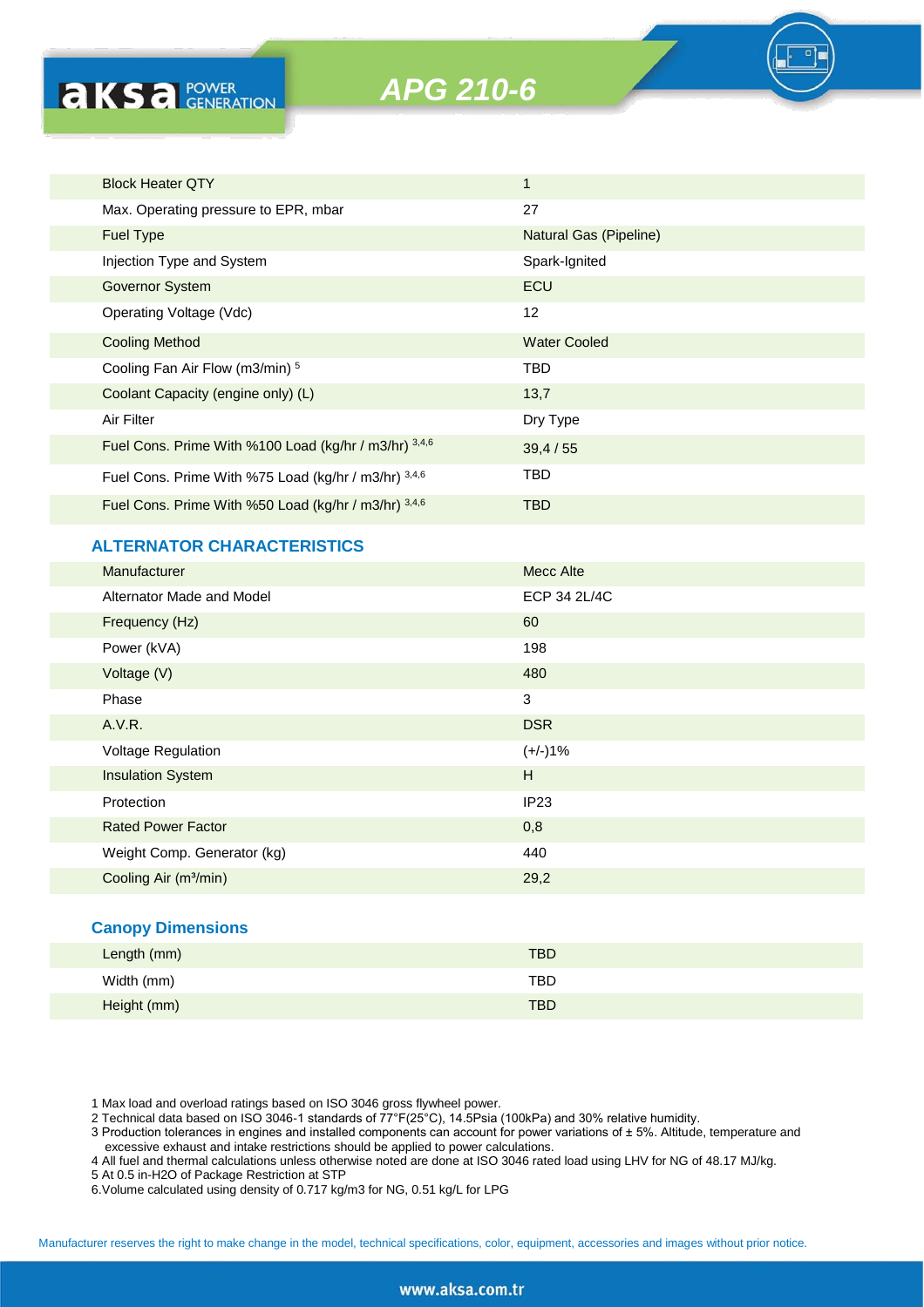| Block Heater QTY | 1 |
|---|---|
| Max. Operating pressure to EPR, mbar | 27 |
| Fuel Type | Natural Gas (Pipeline) |
| Injection Type and System | Spark-Ignited |
| Governor System | ECU |
| Operating Voltage (Vdc) | 12 |
| Cooling Method | Water Cooled |
| Cooling Fan Air Flow (m3/min) [5] | TBD |
| Coolant Capacity (engine only) (L) | 13,7 |
| Air Filter | Dry Type |
| Fuel Cons. Prime With %100 Load (kg/hr / m3/hr) [3,4,6] | 39,4 / 55 |
| Fuel Cons. Prime With %75 Load (kg/hr / m3/hr) [3,4,6] | TBD |
| Fuel Cons. Prime With %50 Load (kg/hr / m3/hr) [3,4,6] | TBD |

## ALTERNATOR CHARACTERISTICS

| Manufacturer | Mecc Alte |
|---|---|
| Alternator Made and Model | ECP 34 2L/4C |
| Frequency (Hz) | 60 |
| Power (kVA) | 198 |
| Voltage (V) | 480 |
| Phase | 3 |
| A.V.R. | DSR |
| Voltage Regulation | (+/-)1% |
| Insulation System | H |
| Protection | IP23 |
| Rated Power Factor | 0,8 |
| Weight Comp. Generator (kg) | 440 |
| Cooling Air (m³/min) | 29,2 |

## Canopy Dimensions

| Length (mm) | TBD |
|---|---|
| Width (mm) | TBD |
| Height (mm) | TBD |

1 Max load and overload ratings based on ISO 3046 gross flywheel power.
2 Technical data based on ISO 3046-1 standards of 77°F(25°C), 14.5Psia (100kPa) and 30% relative humidity.
3 Production tolerances in engines and installed components can account for power variations of ± 5%. Altitude, temperature and excessive exhaust and intake restrictions should be applied to power calculations.
4 All fuel and thermal calculations unless otherwise noted are done at ISO 3046 rated load using LHV for NG of 48.17 MJ/kg.
5 At 0.5 in-H2O of Package Restriction at STP
6.Volume calculated using density of 0.717 kg/m3 for NG, 0.51 kg/L for LPG

Manufacturer reserves the right to make change in the model, technical specifications, color, equipment, accessories and images without prior notice.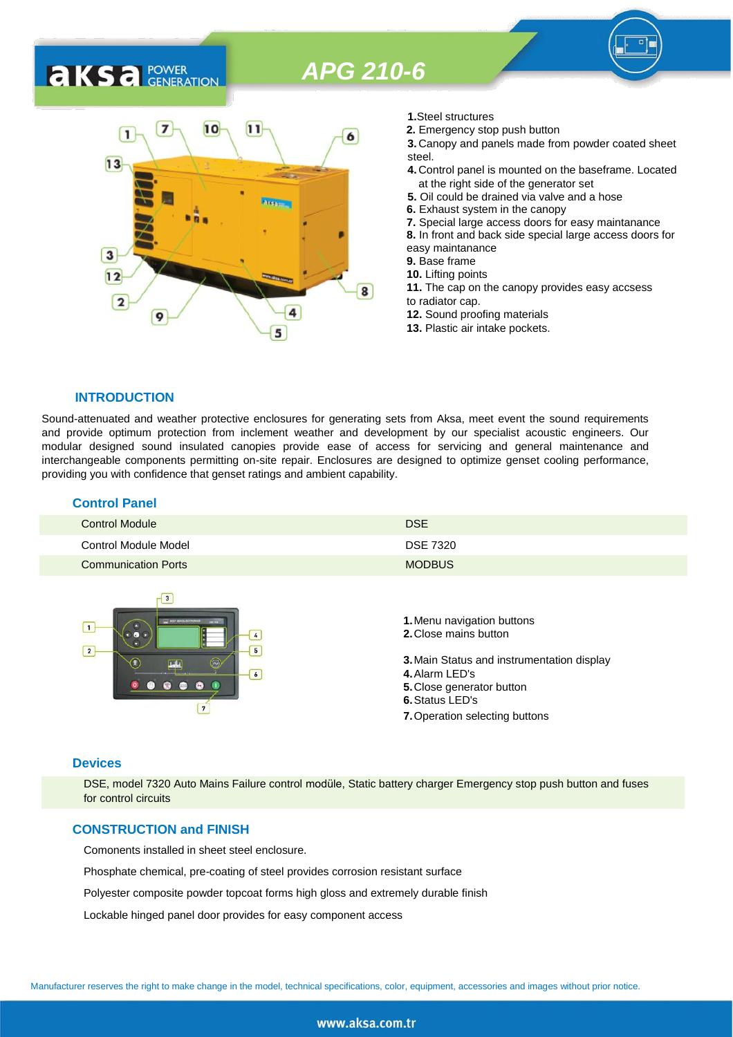# APG 210-6

1. Steel structures
2. Emergency stop push button
3. Canopy and panels made from powder coated sheet steel.
4. Control panel is mounted on the baseframe. Located at the right side of the generator set
5. Oil could be drained via valve and a hose
6. Exhaust system in the canopy
7. Special large access doors for easy maintanance
8. In front and back side special large access doors for easy maintanance
9. Base frame
10. Lifting points
11. The cap on the canopy provides easy accsess to radiator cap.
12. Sound proofing materials
13. Plastic air intake pockets.

## INTRODUCTION

Sound-attenuated and weather protective enclosures for generating sets from Aksa, meet event the sound requirements and provide optimum protection from inclement weather and development by our specialist acoustic engineers. Our modular designed sound insulated canopies provide ease of access for servicing and general maintenance and interchangeable components permitting on-site repair. Enclosures are designed to optimize genset cooling performance, providing you with confidence that genset ratings and ambient capability.

## Control Panel

| | |
|---|---|
| Control Module | DSE |
| Control Module Model | DSE 7320 |
| Communication Ports | MODBUS |

1. Menu navigation buttons
2. Close mains button
3. Main Status and instrumentation display
4. Alarm LED's
5. Close generator button
6. Status LED's
7. Operation selecting buttons

## Devices

DSE, model 7320 Auto Mains Failure control modüle, Static battery charger Emergency stop push button and fuses for control circuits

## CONSTRUCTION and FINISH

Comonents installed in sheet steel enclosure.

Phosphate chemical, pre-coating of steel provides corrosion resistant surface

Polyester composite powder topcoat forms high gloss and extremely durable finish

Lockable hinged panel door provides for easy component access

Manufacturer reserves the right to make change in the model, technical specifications, color, equipment, accessories and images without prior notice.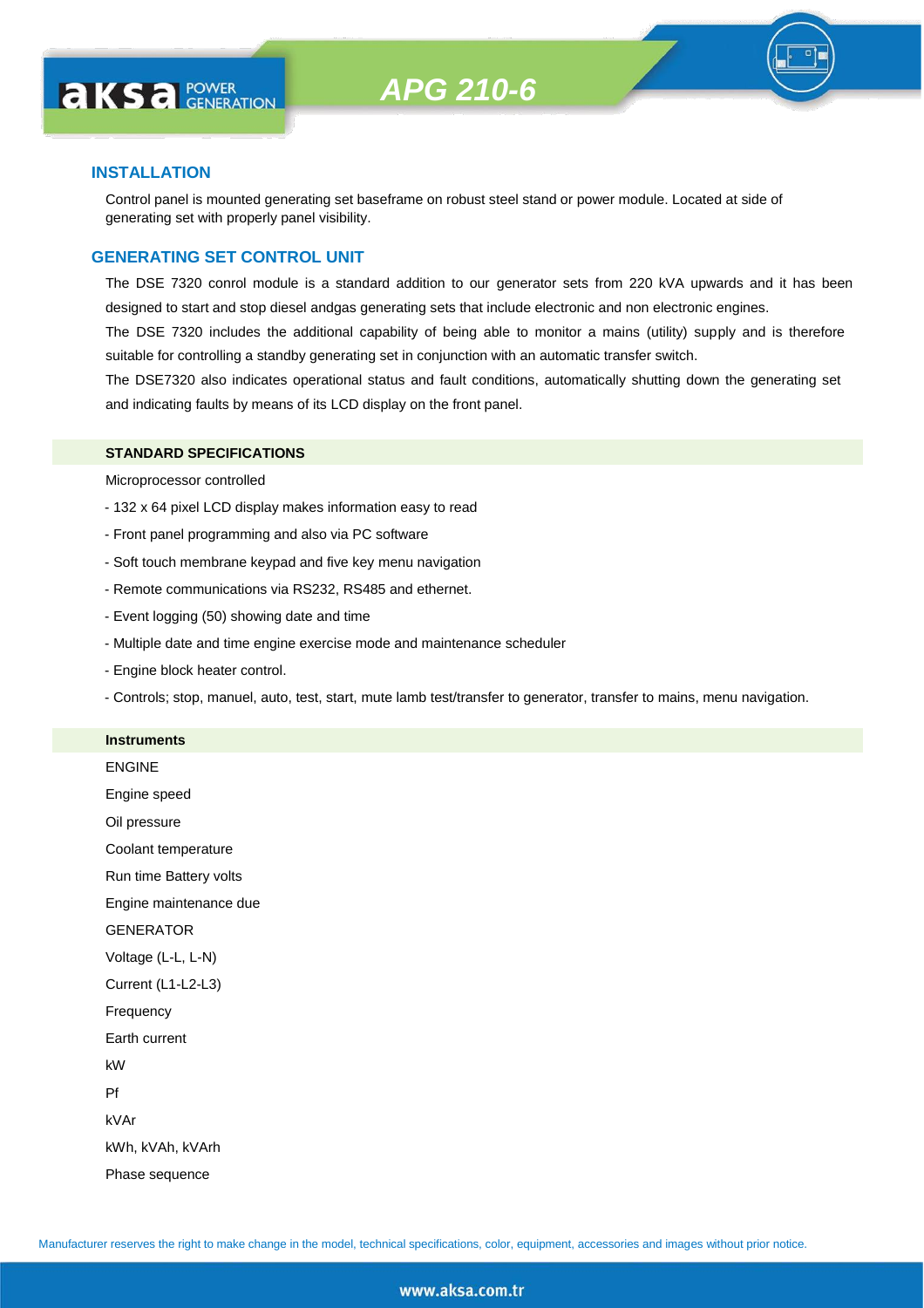## INSTALLATION

Control panel is mounted generating set baseframe on robust steel stand or power module. Located at side of generating set with properly panel visibility.

## GENERATING SET CONTROL UNIT

The DSE 7320 conrol module is a standard addition to our generator sets from 220 kVA upwards and it has been designed to start and stop diesel andgas generating sets that include electronic and non electronic engines.

The DSE 7320 includes the additional capability of being able to monitor a mains (utility) supply and is therefore suitable for controlling a standby generating set in conjunction with an automatic transfer switch.

The DSE7320 also indicates operational status and fault conditions, automatically shutting down the generating set and indicating faults by means of its LCD display on the front panel.

### STANDARD SPECIFICATIONS

Microprocessor controlled

- 132 x 64 pixel LCD display makes information easy to read
- Front panel programming and also via PC software
- Soft touch membrane keypad and five key menu navigation
- Remote communications via RS232, RS485 and ethernet.
- Event logging (50) showing date and time
- Multiple date and time engine exercise mode and maintenance scheduler
- Engine block heater control.
- Controls; stop, manuel, auto, test, start, mute lamb test/transfer to generator, transfer to mains, menu navigation.

### Instruments

ENGINE

Engine speed

Oil pressure

Coolant temperature

Run time Battery volts

Engine maintenance due

GENERATOR

Voltage (L-L, L-N)

Current (L1-L2-L3)

Frequency

Earth current

kW

Pf

kVAr

kWh, kVAh, kVArh

Phase sequence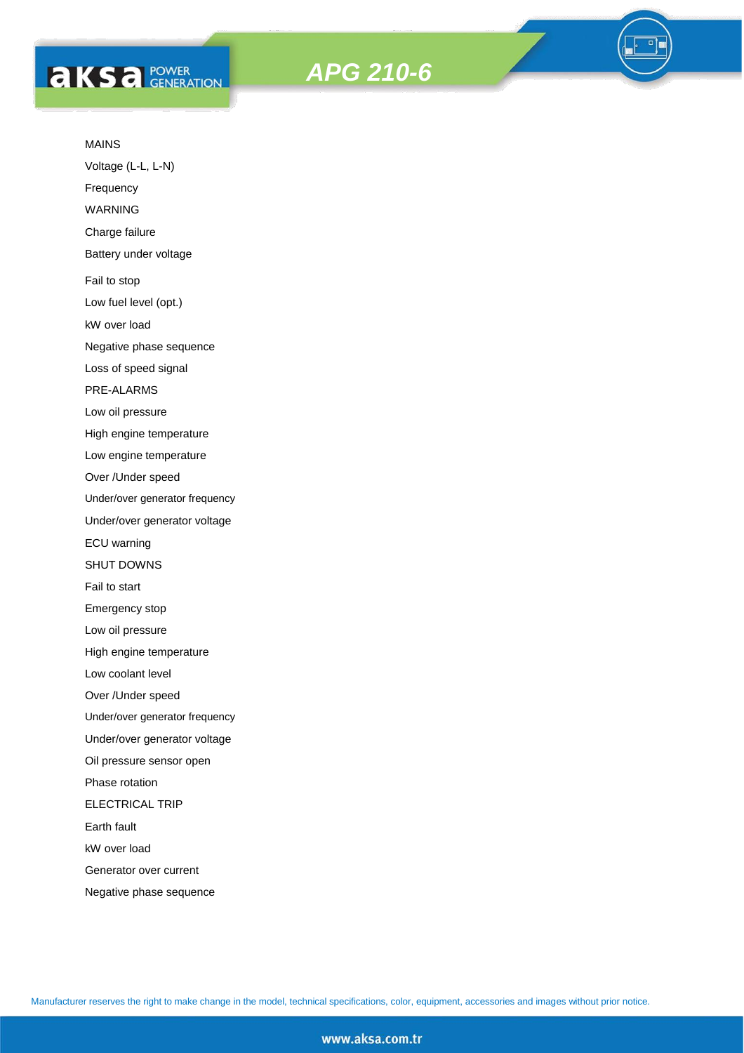MAINS

Voltage (L-L, L-N)

Frequency

WARNING

Charge failure

Battery under voltage

Fail to stop

Low fuel level (opt.)

kW over load

Negative phase sequence

Loss of speed signal

PRE-ALARMS

Low oil pressure

High engine temperature

Low engine temperature

Over /Under speed

Under/over generator frequency

Under/over generator voltage

ECU warning

SHUT DOWNS

Fail to start

Emergency stop

Low oil pressure

High engine temperature

Low coolant level

Over /Under speed

Under/over generator frequency

Under/over generator voltage

Oil pressure sensor open

Phase rotation

ELECTRICAL TRIP

Earth fault

kW over load

Generator over current

Negative phase sequence

Manufacturer reserves the right to make change in the model, technical specifications, color, equipment, accessories and images without prior notice.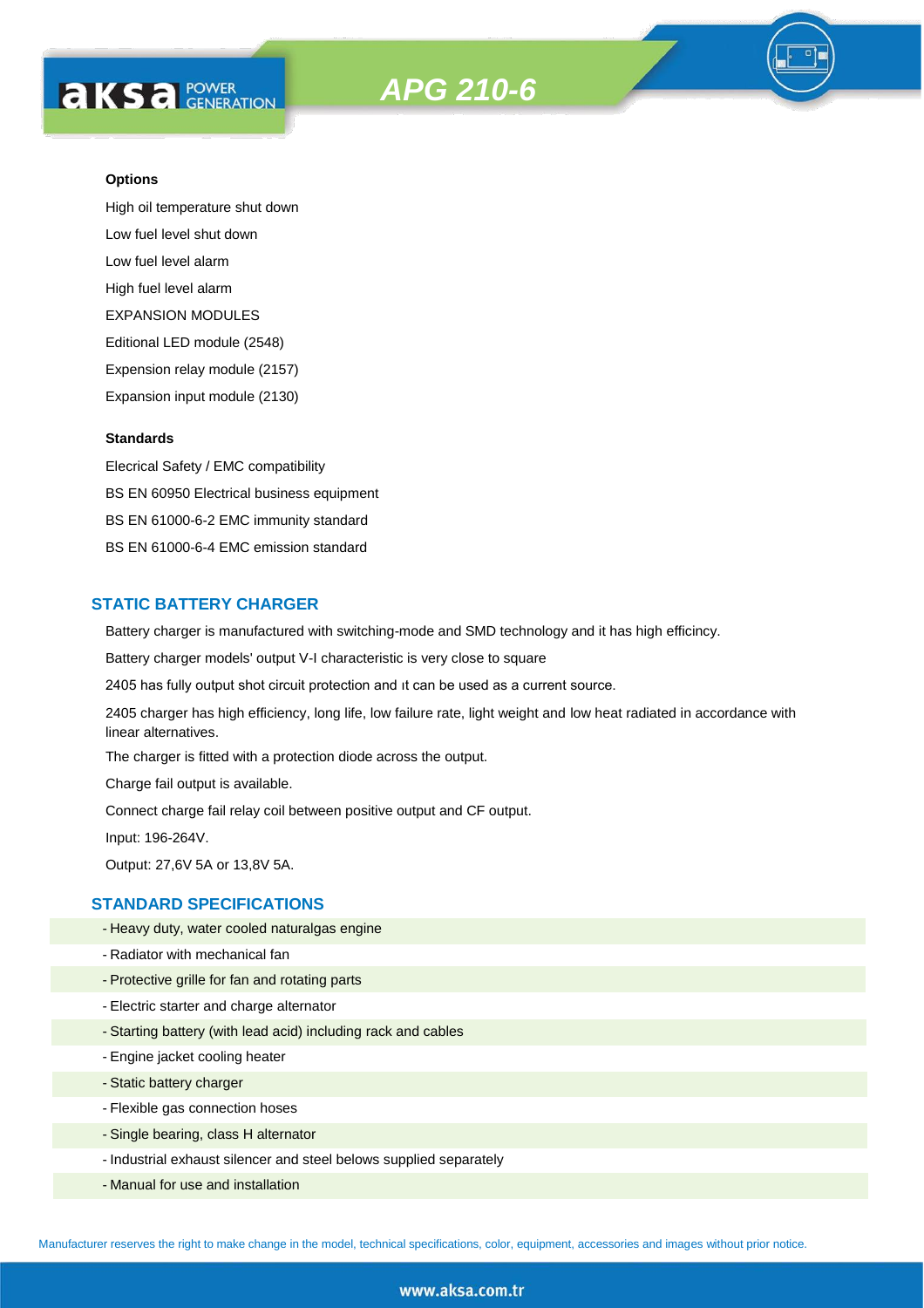#### Options

High oil temperature shut down

Low fuel level shut down

Low fuel level alarm

High fuel level alarm

EXPANSION MODULES

Editional LED module (2548)

Expension relay module (2157)

Expansion input module (2130)

#### Standards

Elecrical Safety / EMC compatibility

BS EN 60950 Electrical business equipment

BS EN 61000-6-2 EMC immunity standard

BS EN 61000-6-4 EMC emission standard

## STATIC BATTERY CHARGER

Battery charger is manufactured with switching-mode and SMD technology and it has high efficincy.

Battery charger models' output V-I characteristic is very close to square

2405 has fully output shot circuit protection and ıt can be used as a current source.

2405 charger has high efficiency, long life, low failure rate, light weight and low heat radiated in accordance with linear alternatives.

The charger is fitted with a protection diode across the output.

Charge fail output is available.

Connect charge fail relay coil between positive output and CF output.

Input: 196-264V.

Output: 27,6V 5A or 13,8V 5A.

## STANDARD SPECIFICATIONS

- Heavy duty, water cooled naturalgas engine
- Radiator with mechanical fan
- Protective grille for fan and rotating parts
- Electric starter and charge alternator
- Starting battery (with lead acid) including rack and cables
- Engine jacket cooling heater
- Static battery charger
- Flexible gas connection hoses
- Single bearing, class H alternator
- Industrial exhaust silencer and steel belows supplied separately
- Manual for use and installation

Manufacturer reserves the right to make change in the model, technical specifications, color, equipment, accessories and images without prior notice.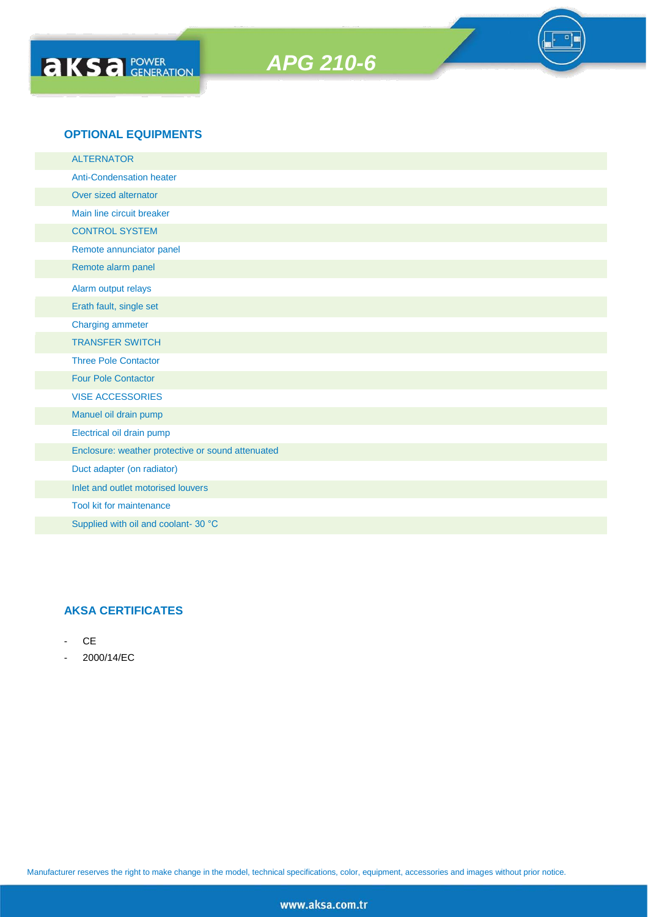# APG 210-6

## OPTIONAL EQUIPMENTS

| |
|---|
| ALTERNATOR |
| Anti-Condensation heater |
| Over sized alternator |
| Main line circuit breaker |
| CONTROL SYSTEM |
| Remote annunciator panel |
| Remote alarm panel |
| Alarm output relays |
| Erath fault, single set |
| Charging ammeter |
| TRANSFER SWITCH |
| Three Pole Contactor |
| Four Pole Contactor |
| VISE ACCESSORIES |
| Manuel oil drain pump |
| Electrical oil drain pump |
| Enclosure: weather protective or sound attenuated |
| Duct adapter (on radiator) |
| Inlet and outlet motorised louvers |
| Tool kit for maintenance |
| Supplied with oil and coolant- 30 °C |

## AKSA CERTIFICATES

- CE
- 2000/14/EC

Manufacturer reserves the right to make change in the model, technical specifications, color, equipment, accessories and images without prior notice.